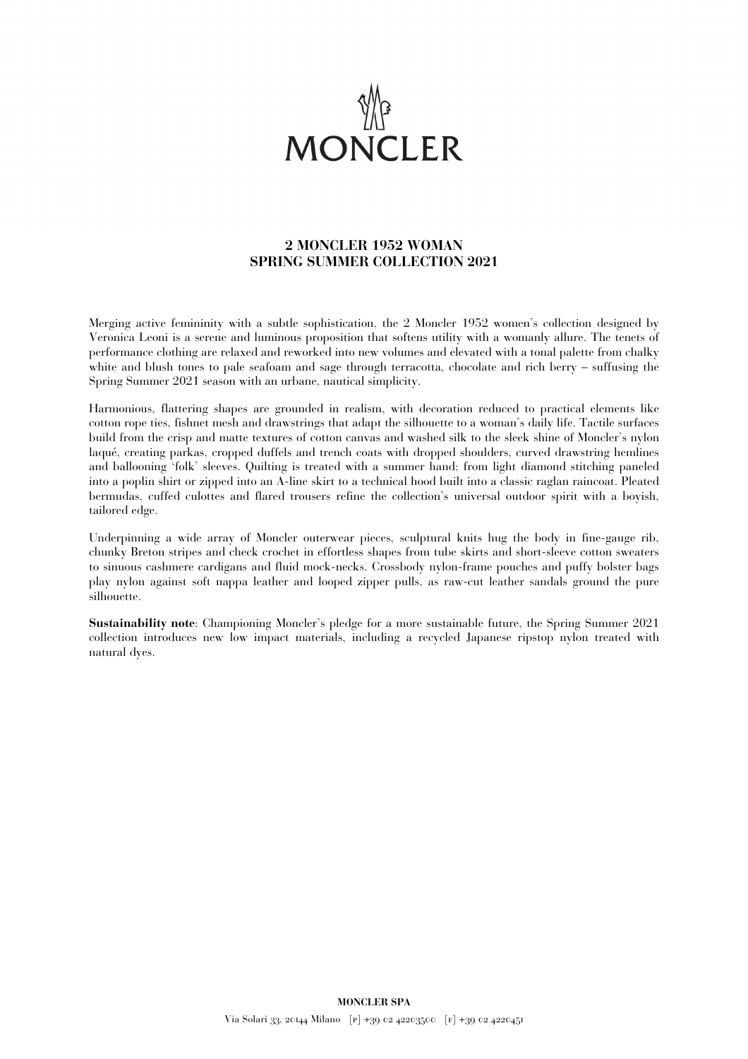# MONCLER

## 2 MONCLER 1952 WOMAN
## SPRING SUMMER COLLECTION 2021

Merging active femininity with a subtle sophistication, the 2 Moncler 1952 women's collection designed by Veronica Leoni is a serene and luminous proposition that softens utility with a womanly allure. The tenets of performance clothing are relaxed and reworked into new volumes and elevated with a tonal palette from chalky white and blush tones to pale seafoam and sage through terracotta, chocolate and rich berry – suffusing the Spring Summer 2021 season with an urbane, nautical simplicity.

Harmonious, flattering shapes are grounded in realism, with decoration reduced to practical elements like cotton rope ties, fishnet mesh and drawstrings that adapt the silhouette to a woman's daily life. Tactile surfaces build from the crisp and matte textures of cotton canvas and washed silk to the sleek shine of Moncler's nylon laqué, creating parkas, cropped duffels and trench coats with dropped shoulders, curved drawstring hemlines and ballooning 'folk' sleeves. Quilting is treated with a summer hand; from light diamond stitching paneled into a poplin shirt or zipped into an A-line skirt to a technical hood built into a classic raglan raincoat. Pleated bermudas, cuffed culottes and flared trousers refine the collection's universal outdoor spirit with a boyish, tailored edge.

Underpinning a wide array of Moncler outerwear pieces, sculptural knits hug the body in fine-gauge rib, chunky Breton stripes and check crochet in effortless shapes from tube skirts and short-sleeve cotton sweaters to sinuous cashmere cardigans and fluid mock-necks. Crossbody nylon-frame pouches and puffy bolster bags play nylon against soft nappa leather and looped zipper pulls, as raw-cut leather sandals ground the pure silhouette.

**Sustainability note**: Championing Moncler's pledge for a more sustainable future, the Spring Summer 2021 collection introduces new low impact materials, including a recycled Japanese ripstop nylon treated with natural dyes.

**MONCLER SPA**

Via Solari 33, 20144 Milano [P] +39 02 42203500 [F] +39 02 4220451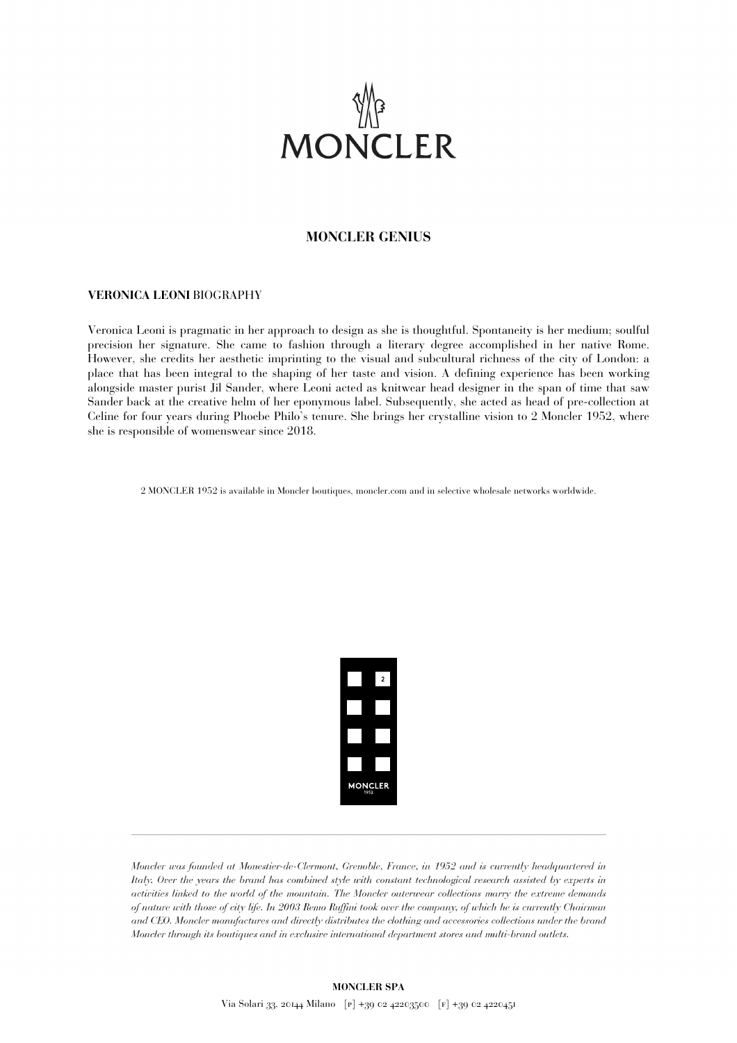# MONCLER GENIUS

## **VERONICA LEONI** BIOGRAPHY

Veronica Leoni is pragmatic in her approach to design as she is thoughtful. Spontaneity is her medium; soulful precision her signature. She came to fashion through a literary degree accomplished in her native Rome. However, she credits her aesthetic imprinting to the visual and subcultural richness of the city of London: a place that has been integral to the shaping of her taste and vision. A defining experience has been working alongside master purist Jil Sander, where Leoni acted as knitwear head designer in the span of time that saw Sander back at the creative helm of her eponymous label. Subsequently, she acted as head of pre-collection at Celine for four years during Phoebe Philo's tenure. She brings her crystalline vision to 2 Moncler 1952, where she is responsible of womenswear since 2018.

2 MONCLER 1952 is available in Moncler boutiques, moncler.com and in selective wholesale networks worldwide.

---

*Moncler was founded at Monestier-de-Clermont, Grenoble, France, in 1952 and is currently headquartered in Italy. Over the years the brand has combined style with constant technological research assisted by experts in activities linked to the world of the mountain. The Moncler outerwear collections marry the extreme demands of nature with those of city life. In 2003 Remo Ruffini took over the company, of which he is currently Chairman and CEO. Moncler manufactures and directly distributes the clothing and accessories collections under the brand Moncler through its boutiques and in exclusive international department stores and multi-brand outlets.*

**MONCLER SPA**

Via Solari 33, 20144 Milano [P] +39 02 42203500 [F] +39 02 4220451